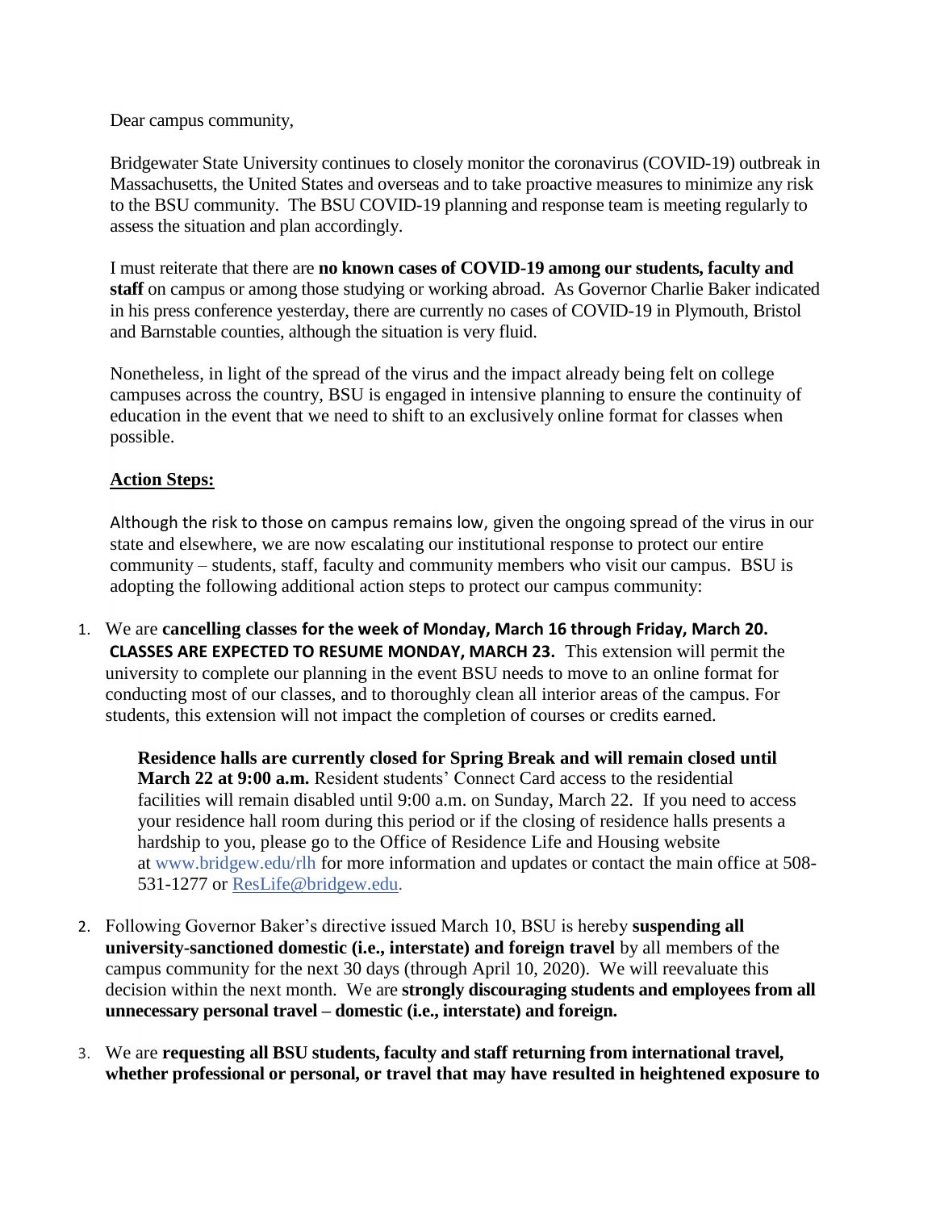Dear campus community,

Bridgewater State University continues to closely monitor the coronavirus (COVID-19) outbreak in Massachusetts, the United States and overseas and to take proactive measures to minimize any risk to the BSU community. The BSU COVID-19 planning and response team is meeting regularly to assess the situation and plan accordingly.

I must reiterate that there are **no known cases of COVID-19 among our students, faculty and staff** on campus or among those studying or working abroad. As Governor Charlie Baker indicated in his press conference yesterday, there are currently no cases of COVID-19 in Plymouth, Bristol and Barnstable counties, although the situation is very fluid.

Nonetheless, in light of the spread of the virus and the impact already being felt on college campuses across the country, BSU is engaged in intensive planning to ensure the continuity of education in the event that we need to shift to an exclusively online format for classes when possible.

**Action Steps:**

Although the risk to those on campus remains low, given the ongoing spread of the virus in our state and elsewhere, we are now escalating our institutional response to protect our entire community – students, staff, faculty and community members who visit our campus. BSU is adopting the following additional action steps to protect our campus community:

1. We are **cancelling classes for the week of Monday, March 16 through Friday, March 20. CLASSES ARE EXPECTED TO RESUME MONDAY, MARCH 23.** This extension will permit the university to complete our planning in the event BSU needs to move to an online format for conducting most of our classes, and to thoroughly clean all interior areas of the campus. For students, this extension will not impact the completion of courses or credits earned.

   **Residence halls are currently closed for Spring Break and will remain closed until March 22 at 9:00 a.m.** Resident students' Connect Card access to the residential facilities will remain disabled until 9:00 a.m. on Sunday, March 22. If you need to access your residence hall room during this period or if the closing of residence halls presents a hardship to you, please go to the Office of Residence Life and Housing website at www.bridgew.edu/rlh for more information and updates or contact the main office at 508-531-1277 or ResLife@bridgew.edu.

2. Following Governor Baker's directive issued March 10, BSU is hereby **suspending all university-sanctioned domestic (i.e., interstate) and foreign travel** by all members of the campus community for the next 30 days (through April 10, 2020). We will reevaluate this decision within the next month. We are **strongly discouraging students and employees from all unnecessary personal travel – domestic (i.e., interstate) and foreign.**

3. We are **requesting all BSU students, faculty and staff returning from international travel, whether professional or personal, or travel that may have resulted in heightened exposure to**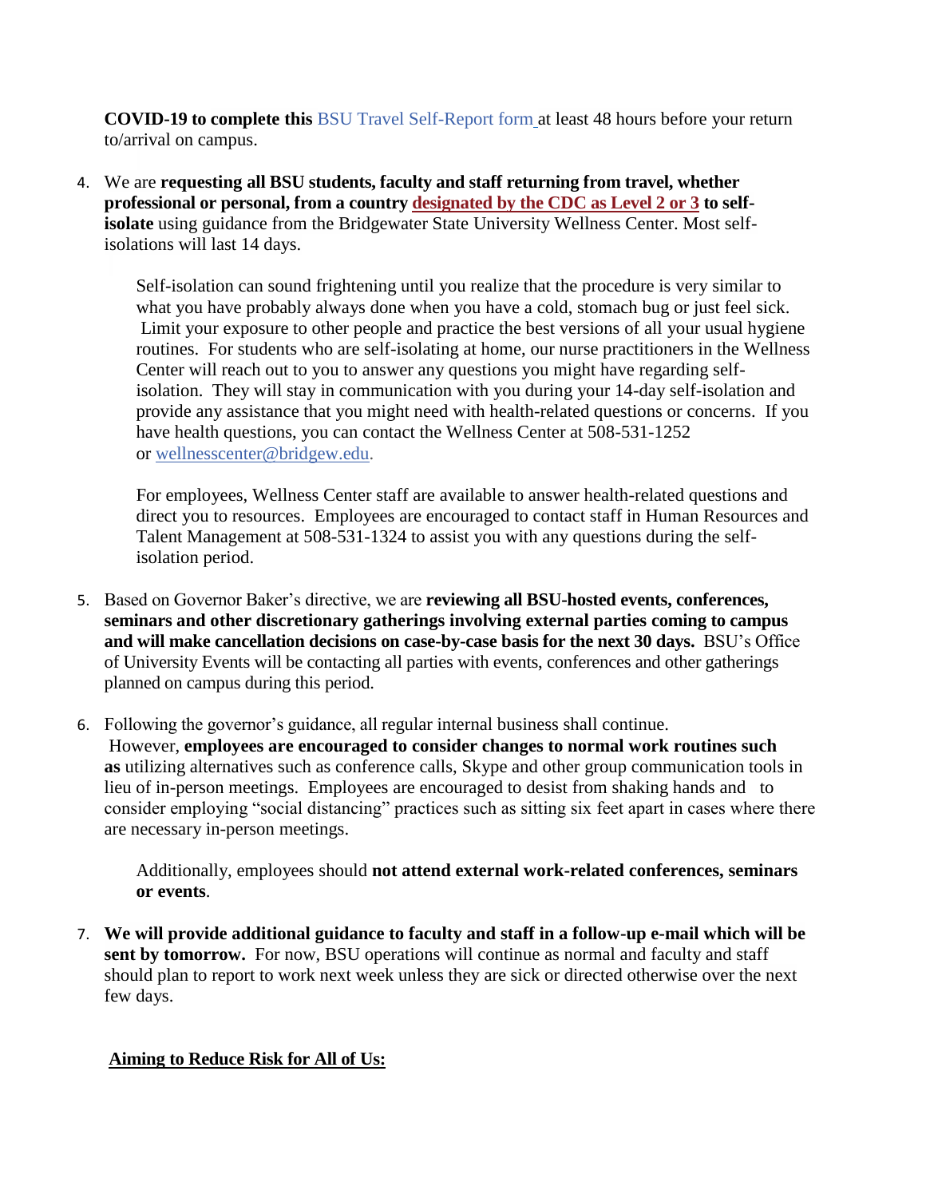**COVID-19 to complete this** BSU Travel Self-Report form at least 48 hours before your return to/arrival on campus.

4. We are **requesting all BSU students, faculty and staff returning from travel, whether professional or personal, from a country designated by the CDC as Level 2 or 3 to self-isolate** using guidance from the Bridgewater State University Wellness Center. Most self-isolations will last 14 days.

   Self-isolation can sound frightening until you realize that the procedure is very similar to what you have probably always done when you have a cold, stomach bug or just feel sick. Limit your exposure to other people and practice the best versions of all your usual hygiene routines. For students who are self-isolating at home, our nurse practitioners in the Wellness Center will reach out to you to answer any questions you might have regarding self-isolation. They will stay in communication with you during your 14-day self-isolation and provide any assistance that you might need with health-related questions or concerns. If you have health questions, you can contact the Wellness Center at 508-531-1252 or wellnesscenter@bridgew.edu.

   For employees, Wellness Center staff are available to answer health-related questions and direct you to resources. Employees are encouraged to contact staff in Human Resources and Talent Management at 508-531-1324 to assist you with any questions during the self-isolation period.

5. Based on Governor Baker's directive, we are **reviewing all BSU-hosted events, conferences, seminars and other discretionary gatherings involving external parties coming to campus and will make cancellation decisions on case-by-case basis for the next 30 days.** BSU's Office of University Events will be contacting all parties with events, conferences and other gatherings planned on campus during this period.

6. Following the governor's guidance, all regular internal business shall continue. However, **employees are encouraged to consider changes to normal work routines such as** utilizing alternatives such as conference calls, Skype and other group communication tools in lieu of in-person meetings. Employees are encouraged to desist from shaking hands and to consider employing "social distancing" practices such as sitting six feet apart in cases where there are necessary in-person meetings.

   Additionally, employees should **not attend external work-related conferences, seminars or events**.

7. **We will provide additional guidance to faculty and staff in a follow-up e-mail which will be sent by tomorrow.** For now, BSU operations will continue as normal and faculty and staff should plan to report to work next week unless they are sick or directed otherwise over the next few days.

**Aiming to Reduce Risk for All of Us:**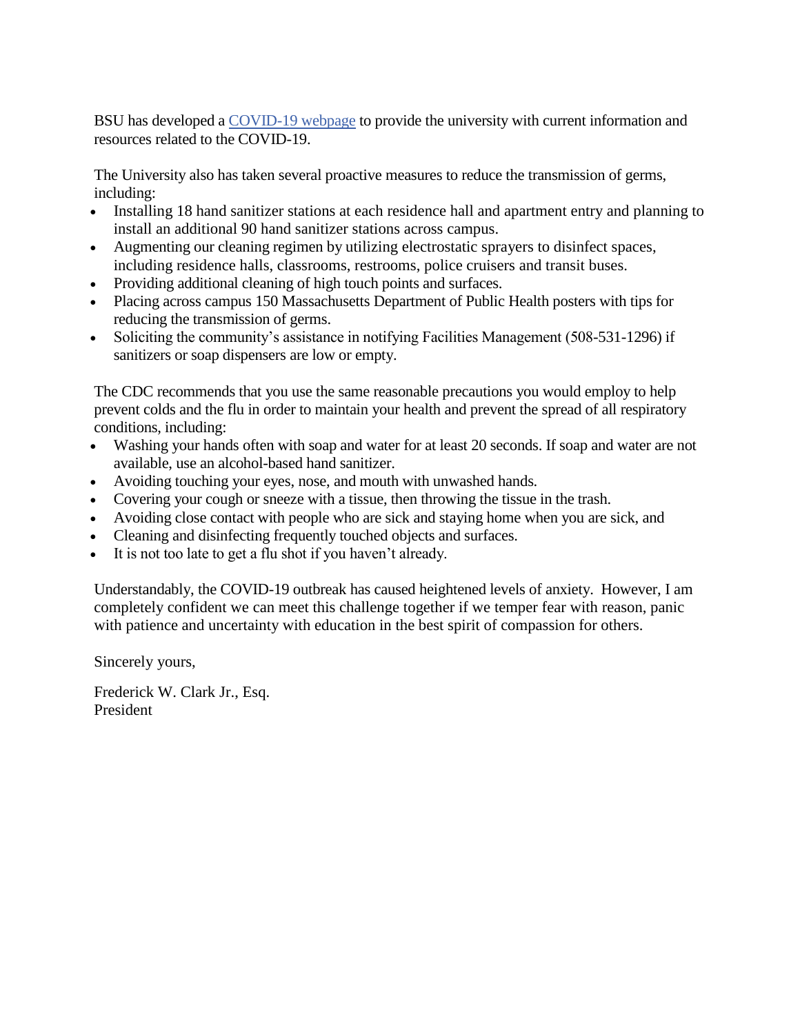BSU has developed a [COVID-19 webpage] to provide the university with current information and resources related to the COVID-19.

The University also has taken several proactive measures to reduce the transmission of germs, including:

- Installing 18 hand sanitizer stations at each residence hall and apartment entry and planning to install an additional 90 hand sanitizer stations across campus.
- Augmenting our cleaning regimen by utilizing electrostatic sprayers to disinfect spaces, including residence halls, classrooms, restrooms, police cruisers and transit buses.
- Providing additional cleaning of high touch points and surfaces.
- Placing across campus 150 Massachusetts Department of Public Health posters with tips for reducing the transmission of germs.
- Soliciting the community's assistance in notifying Facilities Management (508-531-1296) if sanitizers or soap dispensers are low or empty.

The CDC recommends that you use the same reasonable precautions you would employ to help prevent colds and the flu in order to maintain your health and prevent the spread of all respiratory conditions, including:

- Washing your hands often with soap and water for at least 20 seconds. If soap and water are not available, use an alcohol-based hand sanitizer.
- Avoiding touching your eyes, nose, and mouth with unwashed hands.
- Covering your cough or sneeze with a tissue, then throwing the tissue in the trash.
- Avoiding close contact with people who are sick and staying home when you are sick, and
- Cleaning and disinfecting frequently touched objects and surfaces.
- It is not too late to get a flu shot if you haven't already.

Understandably, the COVID-19 outbreak has caused heightened levels of anxiety. However, I am completely confident we can meet this challenge together if we temper fear with reason, panic with patience and uncertainty with education in the best spirit of compassion for others.

Sincerely yours,

Frederick W. Clark Jr., Esq.
President